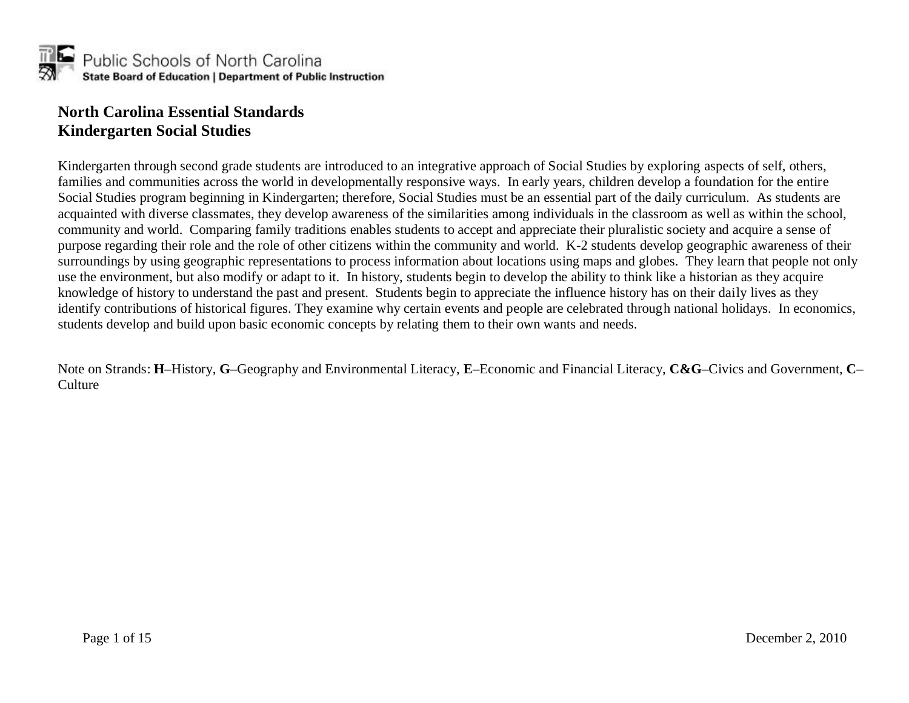Public Schools of North Carolina
**State Board of Education | Department of Public Instruction**

# North Carolina Essential Standards
# Kindergarten Social Studies

Kindergarten through second grade students are introduced to an integrative approach of Social Studies by exploring aspects of self, others, families and communities across the world in developmentally responsive ways. In early years, children develop a foundation for the entire Social Studies program beginning in Kindergarten; therefore, Social Studies must be an essential part of the daily curriculum. As students are acquainted with diverse classmates, they develop awareness of the similarities among individuals in the classroom as well as within the school, community and world. Comparing family traditions enables students to accept and appreciate their pluralistic society and acquire a sense of purpose regarding their role and the role of other citizens within the community and world. K-2 students develop geographic awareness of their surroundings by using geographic representations to process information about locations using maps and globes. They learn that people not only use the environment, but also modify or adapt to it. In history, students begin to develop the ability to think like a historian as they acquire knowledge of history to understand the past and present. Students begin to appreciate the influence history has on their daily lives as they identify contributions of historical figures. They examine why certain events and people are celebrated through national holidays. In economics, students develop and build upon basic economic concepts by relating them to their own wants and needs.

Note on Strands: **H**–History, **G**–Geography and Environmental Literacy, **E**–Economic and Financial Literacy, **C&G**–Civics and Government, **C**–Culture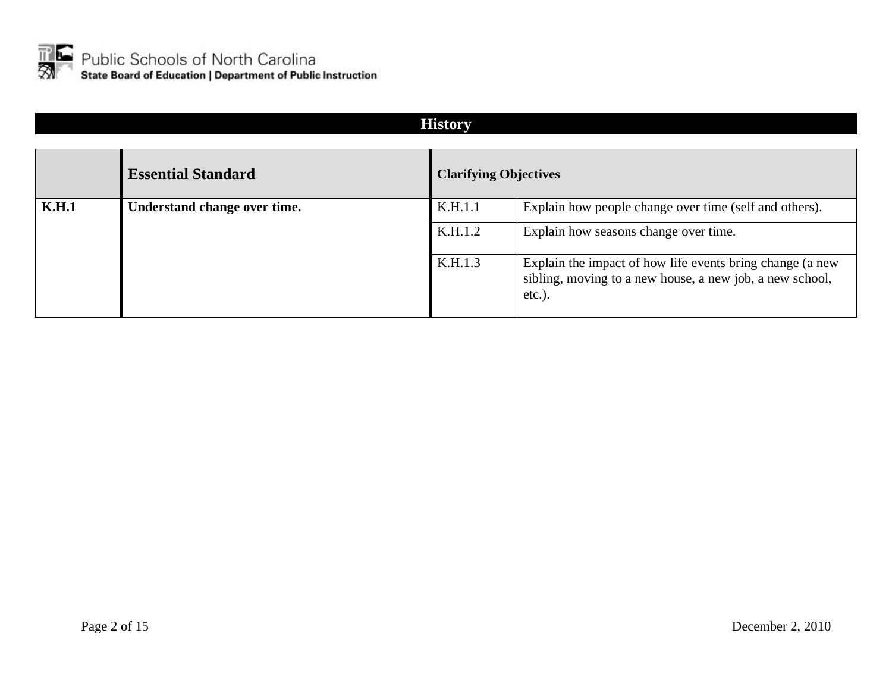## History

| | Essential Standard | Clarifying Objectives | |
|---|---|---|---|
| **K.H.1** | **Understand change over time.** | K.H.1.1 | Explain how people change over time (self and others). |
| | | K.H.1.2 | Explain how seasons change over time. |
| | | K.H.1.3 | Explain the impact of how life events bring change (a new sibling, moving to a new house, a new job, a new school, etc.). |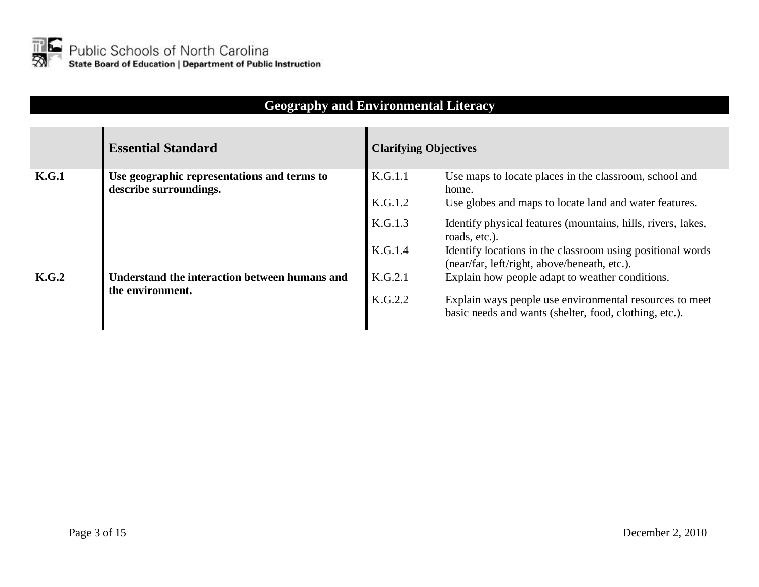## Geography and Environmental Literacy

| | Essential Standard | Clarifying Objectives | |
|---|---|---|---|
| **K.G.1** | **Use geographic representations and terms to describe surroundings.** | K.G.1.1 | Use maps to locate places in the classroom, school and home. |
| | | K.G.1.2 | Use globes and maps to locate land and water features. |
| | | K.G.1.3 | Identify physical features (mountains, hills, rivers, lakes, roads, etc.). |
| | | K.G.1.4 | Identify locations in the classroom using positional words (near/far, left/right, above/beneath, etc.). |
| **K.G.2** | **Understand the interaction between humans and the environment.** | K.G.2.1 | Explain how people adapt to weather conditions. |
| | | K.G.2.2 | Explain ways people use environmental resources to meet basic needs and wants (shelter, food, clothing, etc.). |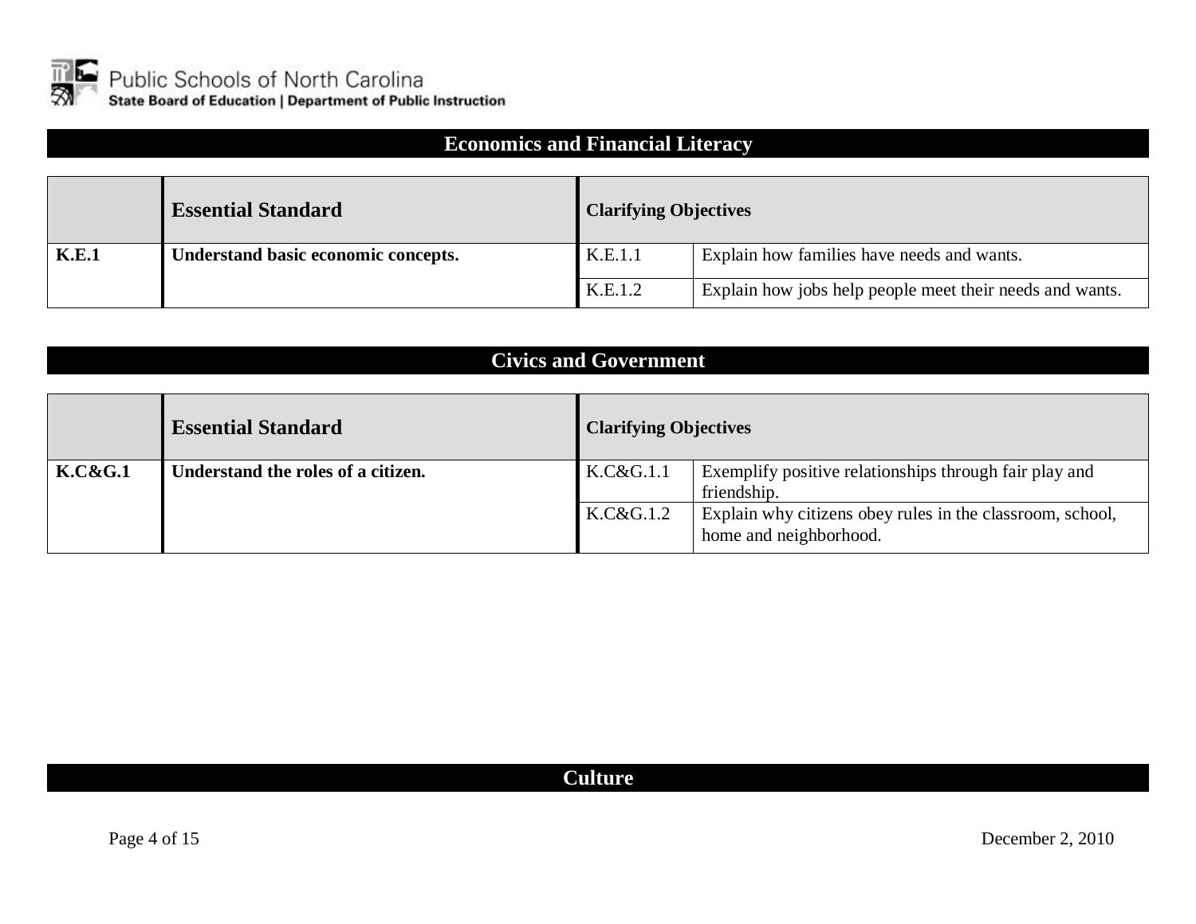## Economics and Financial Literacy

| | Essential Standard | Clarifying Objectives | |
|---|---|---|---|
| **K.E.1** | **Understand basic economic concepts.** | K.E.1.1 | Explain how families have needs and wants. |
| | | K.E.1.2 | Explain how jobs help people meet their needs and wants. |

## Civics and Government

| | Essential Standard | Clarifying Objectives | |
|---|---|---|---|
| **K.C&G.1** | **Understand the roles of a citizen.** | K.C&G.1.1 | Exemplify positive relationships through fair play and friendship. |
| | | K.C&G.1.2 | Explain why citizens obey rules in the classroom, school, home and neighborhood. |

## Culture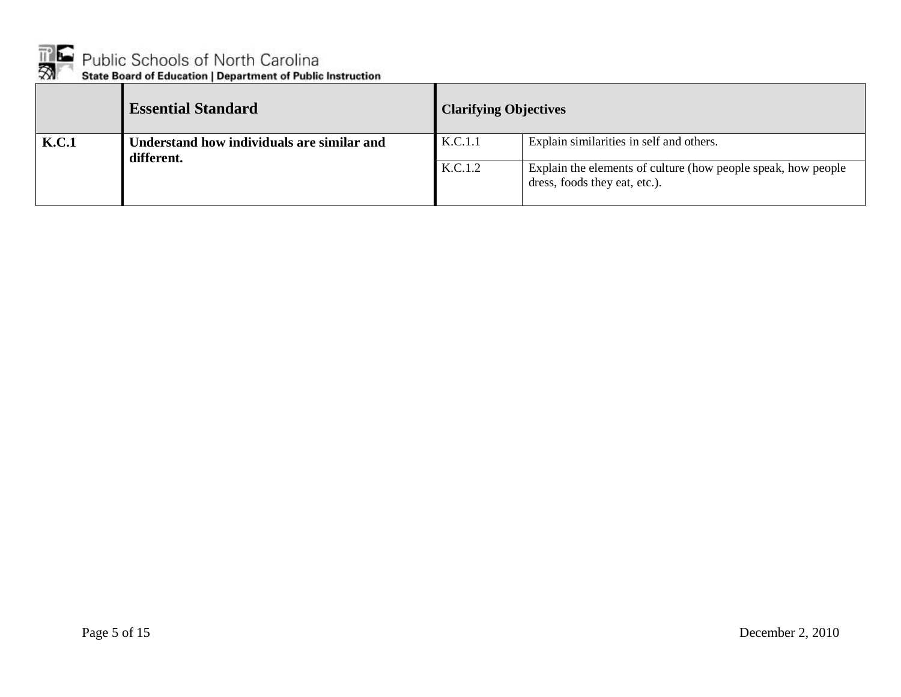| | Essential Standard | Clarifying Objectives | |
|---|---|---|---|
| **K.C.1** | **Understand how individuals are similar and different.** | K.C.1.1 | Explain similarities in self and others. |
| | | K.C.1.2 | Explain the elements of culture (how people speak, how people dress, foods they eat, etc.). |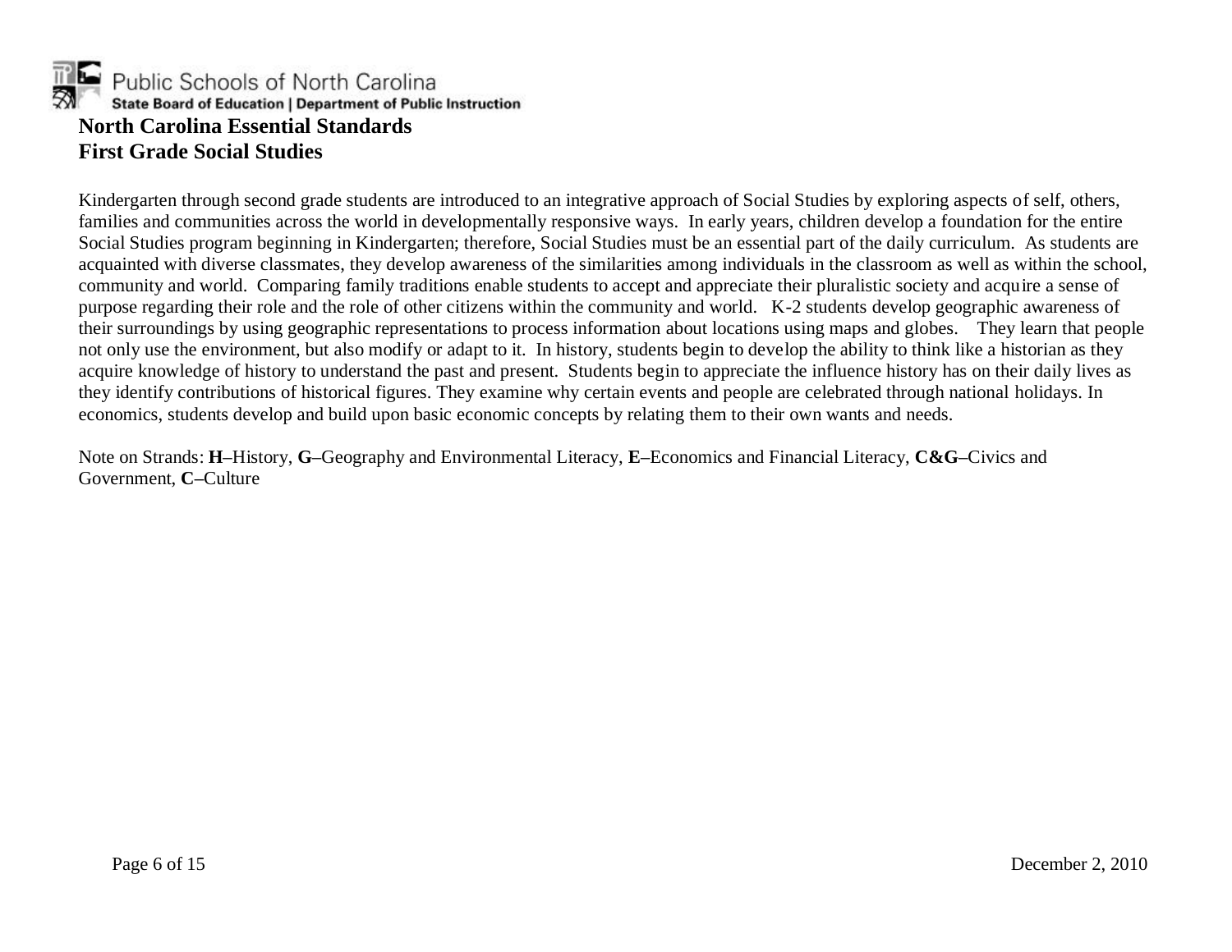Public Schools of North Carolina
State Board of Education | Department of Public Instruction

# North Carolina Essential Standards
# First Grade Social Studies

Kindergarten through second grade students are introduced to an integrative approach of Social Studies by exploring aspects of self, others, families and communities across the world in developmentally responsive ways. In early years, children develop a foundation for the entire Social Studies program beginning in Kindergarten; therefore, Social Studies must be an essential part of the daily curriculum. As students are acquainted with diverse classmates, they develop awareness of the similarities among individuals in the classroom as well as within the school, community and world. Comparing family traditions enable students to accept and appreciate their pluralistic society and acquire a sense of purpose regarding their role and the role of other citizens within the community and world. K-2 students develop geographic awareness of their surroundings by using geographic representations to process information about locations using maps and globes. They learn that people not only use the environment, but also modify or adapt to it. In history, students begin to develop the ability to think like a historian as they acquire knowledge of history to understand the past and present. Students begin to appreciate the influence history has on their daily lives as they identify contributions of historical figures. They examine why certain events and people are celebrated through national holidays. In economics, students develop and build upon basic economic concepts by relating them to their own wants and needs.

Note on Strands: **H**–History, **G**–Geography and Environmental Literacy, **E**–Economics and Financial Literacy, **C&G**–Civics and Government, **C**–Culture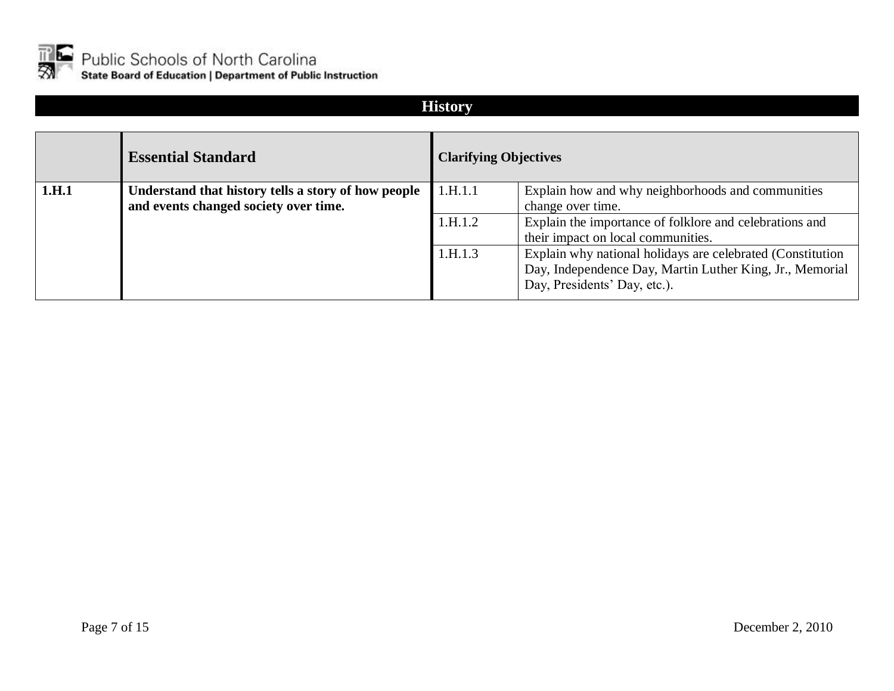## History

| | Essential Standard | Clarifying Objectives | |
|---|---|---|---|
| **1.H.1** | **Understand that history tells a story of how people and events changed society over time.** | 1.H.1.1 | Explain how and why neighborhoods and communities change over time. |
| | | 1.H.1.2 | Explain the importance of folklore and celebrations and their impact on local communities. |
| | | 1.H.1.3 | Explain why national holidays are celebrated (Constitution Day, Independence Day, Martin Luther King, Jr., Memorial Day, Presidents' Day, etc.). |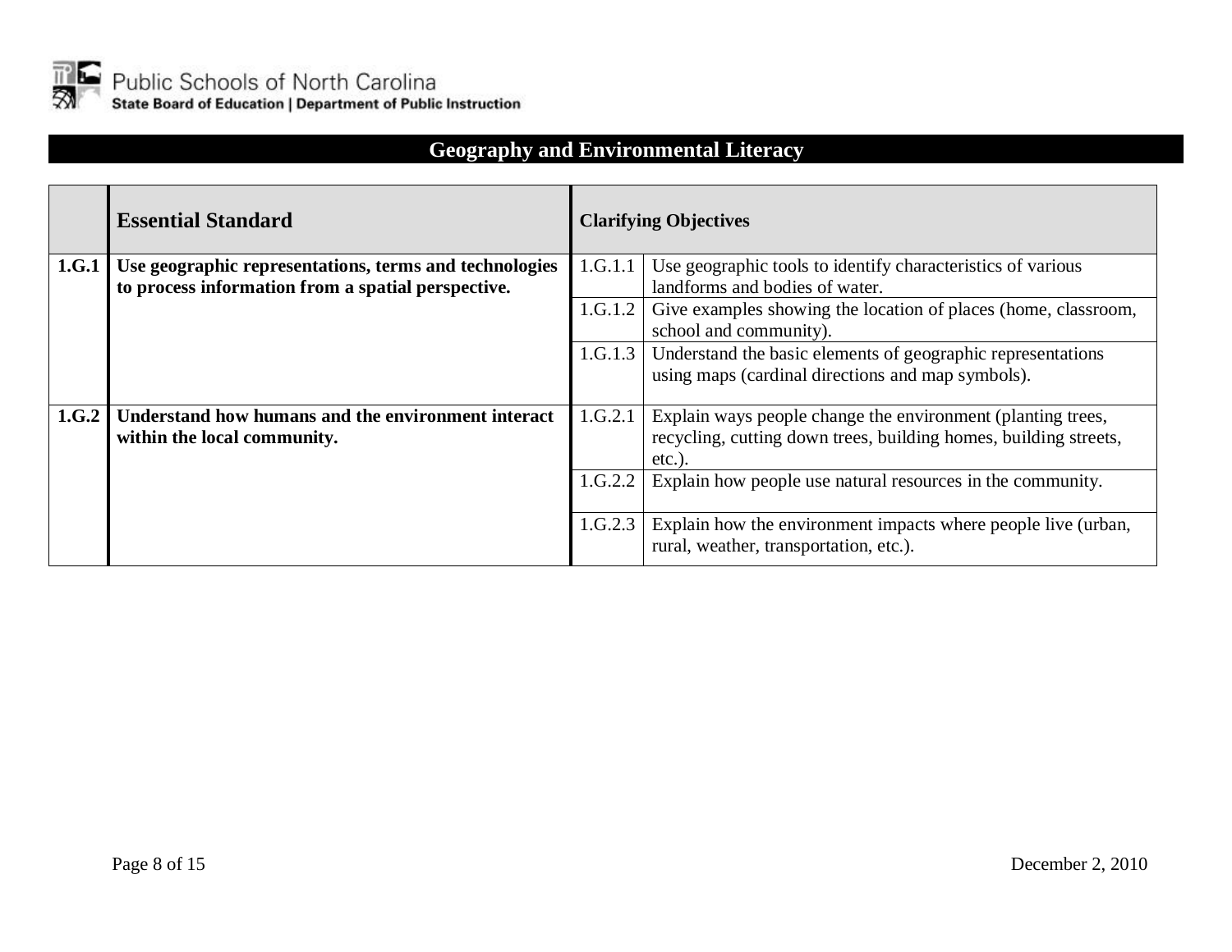## Geography and Environmental Literacy

| | Essential Standard | Clarifying Objectives | |
|---|---|---|---|
| **1.G.1** | **Use geographic representations, terms and technologies to process information from a spatial perspective.** | 1.G.1.1 | Use geographic tools to identify characteristics of various landforms and bodies of water. |
| | | 1.G.1.2 | Give examples showing the location of places (home, classroom, school and community). |
| | | 1.G.1.3 | Understand the basic elements of geographic representations using maps (cardinal directions and map symbols). |
| **1.G.2** | **Understand how humans and the environment interact within the local community.** | 1.G.2.1 | Explain ways people change the environment (planting trees, recycling, cutting down trees, building homes, building streets, etc.). |
| | | 1.G.2.2 | Explain how people use natural resources in the community. |
| | | 1.G.2.3 | Explain how the environment impacts where people live (urban, rural, weather, transportation, etc.). |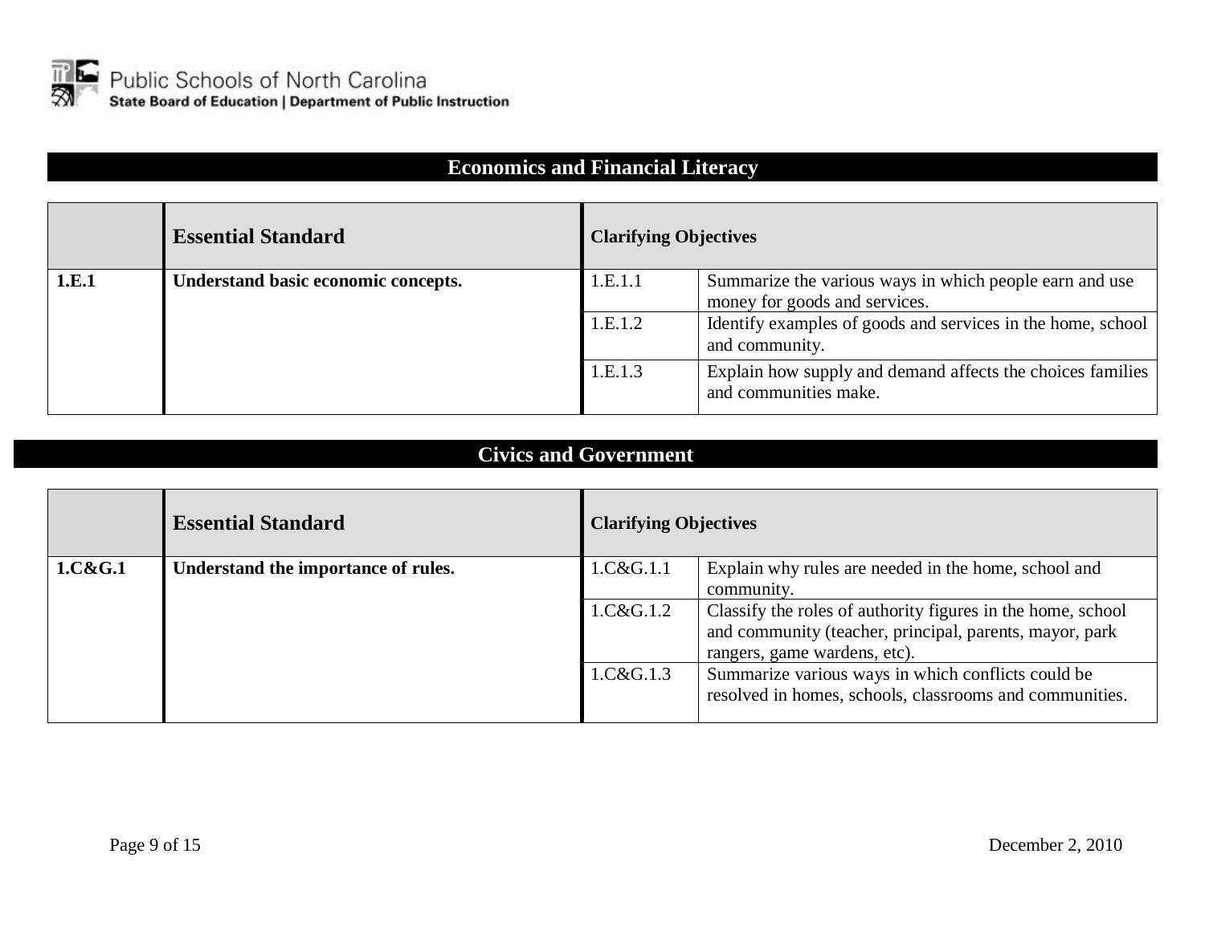## Economics and Financial Literacy

| | Essential Standard | Clarifying Objectives | |
|---|---|---|---|
| **1.E.1** | **Understand basic economic concepts.** | 1.E.1.1 | Summarize the various ways in which people earn and use money for goods and services. |
| | | 1.E.1.2 | Identify examples of goods and services in the home, school and community. |
| | | 1.E.1.3 | Explain how supply and demand affects the choices families and communities make. |

## Civics and Government

| | Essential Standard | Clarifying Objectives | |
|---|---|---|---|
| **1.C&G.1** | **Understand the importance of rules.** | 1.C&G.1.1 | Explain why rules are needed in the home, school and community. |
| | | 1.C&G.1.2 | Classify the roles of authority figures in the home, school and community (teacher, principal, parents, mayor, park rangers, game wardens, etc). |
| | | 1.C&G.1.3 | Summarize various ways in which conflicts could be resolved in homes, schools, classrooms and communities. |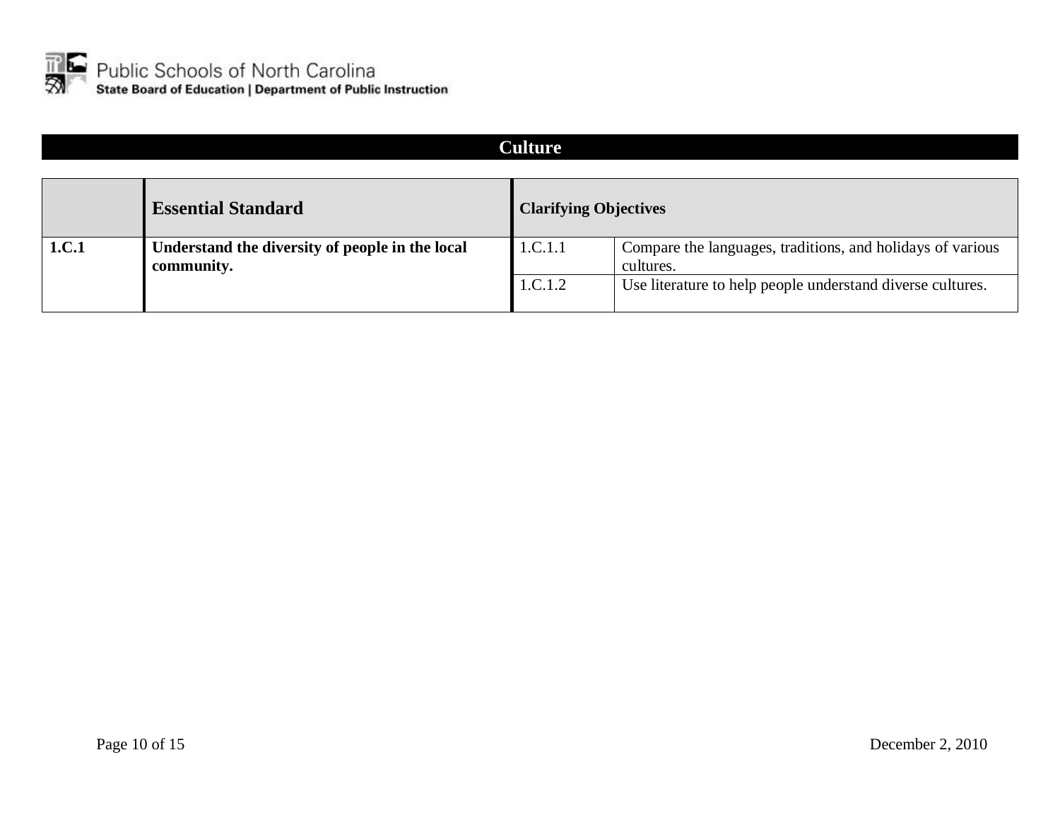## Culture

| | Essential Standard | Clarifying Objectives | |
|---|---|---|---|
| **1.C.1** | **Understand the diversity of people in the local community.** | 1.C.1.1 | Compare the languages, traditions, and holidays of various cultures. |
| | | 1.C.1.2 | Use literature to help people understand diverse cultures. |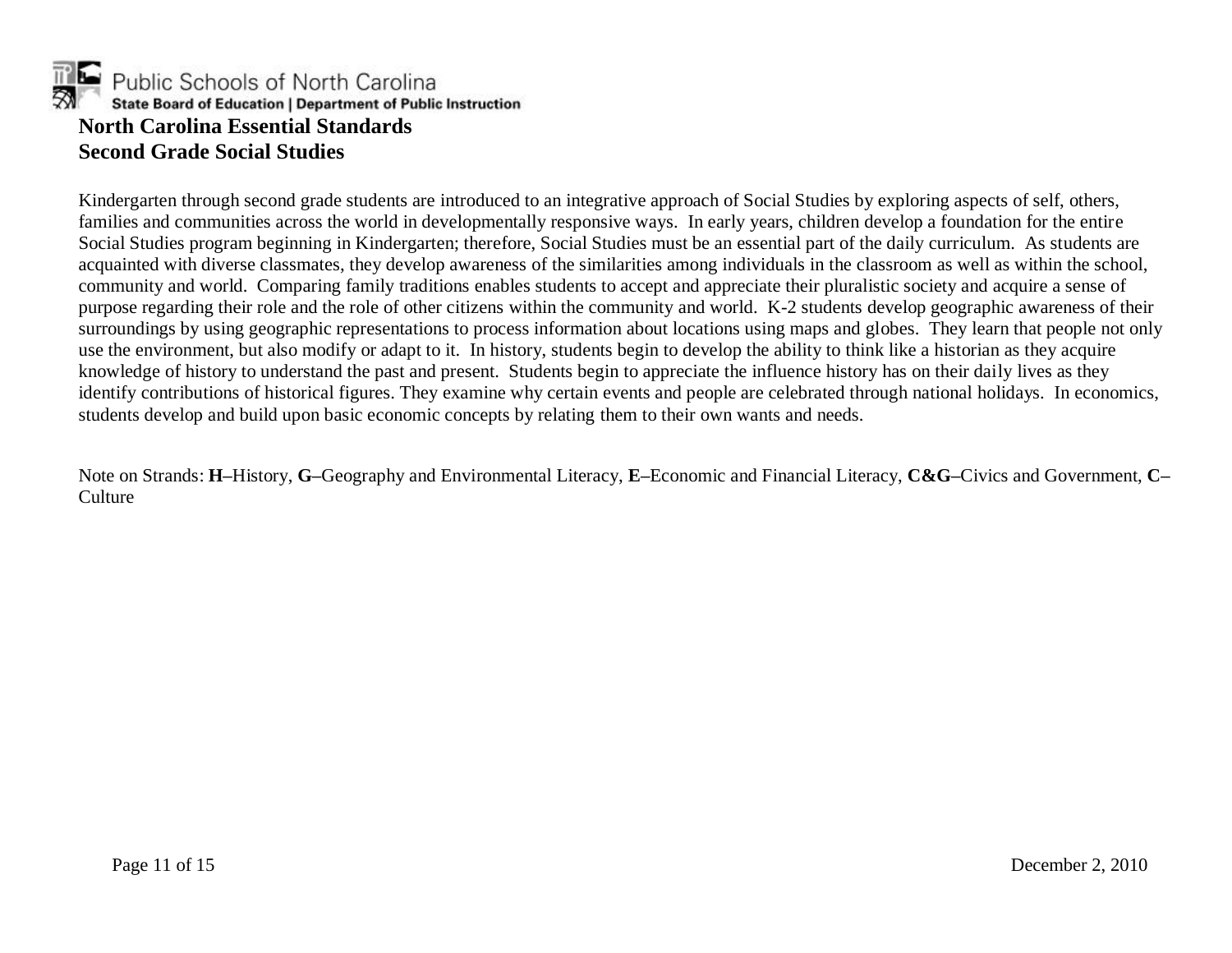Public Schools of North Carolina
State Board of Education | Department of Public Instruction

# North Carolina Essential Standards
# Second Grade Social Studies

Kindergarten through second grade students are introduced to an integrative approach of Social Studies by exploring aspects of self, others, families and communities across the world in developmentally responsive ways. In early years, children develop a foundation for the entire Social Studies program beginning in Kindergarten; therefore, Social Studies must be an essential part of the daily curriculum. As students are acquainted with diverse classmates, they develop awareness of the similarities among individuals in the classroom as well as within the school, community and world. Comparing family traditions enables students to accept and appreciate their pluralistic society and acquire a sense of purpose regarding their role and the role of other citizens within the community and world. K-2 students develop geographic awareness of their surroundings by using geographic representations to process information about locations using maps and globes. They learn that people not only use the environment, but also modify or adapt to it. In history, students begin to develop the ability to think like a historian as they acquire knowledge of history to understand the past and present. Students begin to appreciate the influence history has on their daily lives as they identify contributions of historical figures. They examine why certain events and people are celebrated through national holidays. In economics, students develop and build upon basic economic concepts by relating them to their own wants and needs.

Note on Strands: **H**–History, **G**–Geography and Environmental Literacy, **E**–Economic and Financial Literacy, **C&G**–Civics and Government, **C**–Culture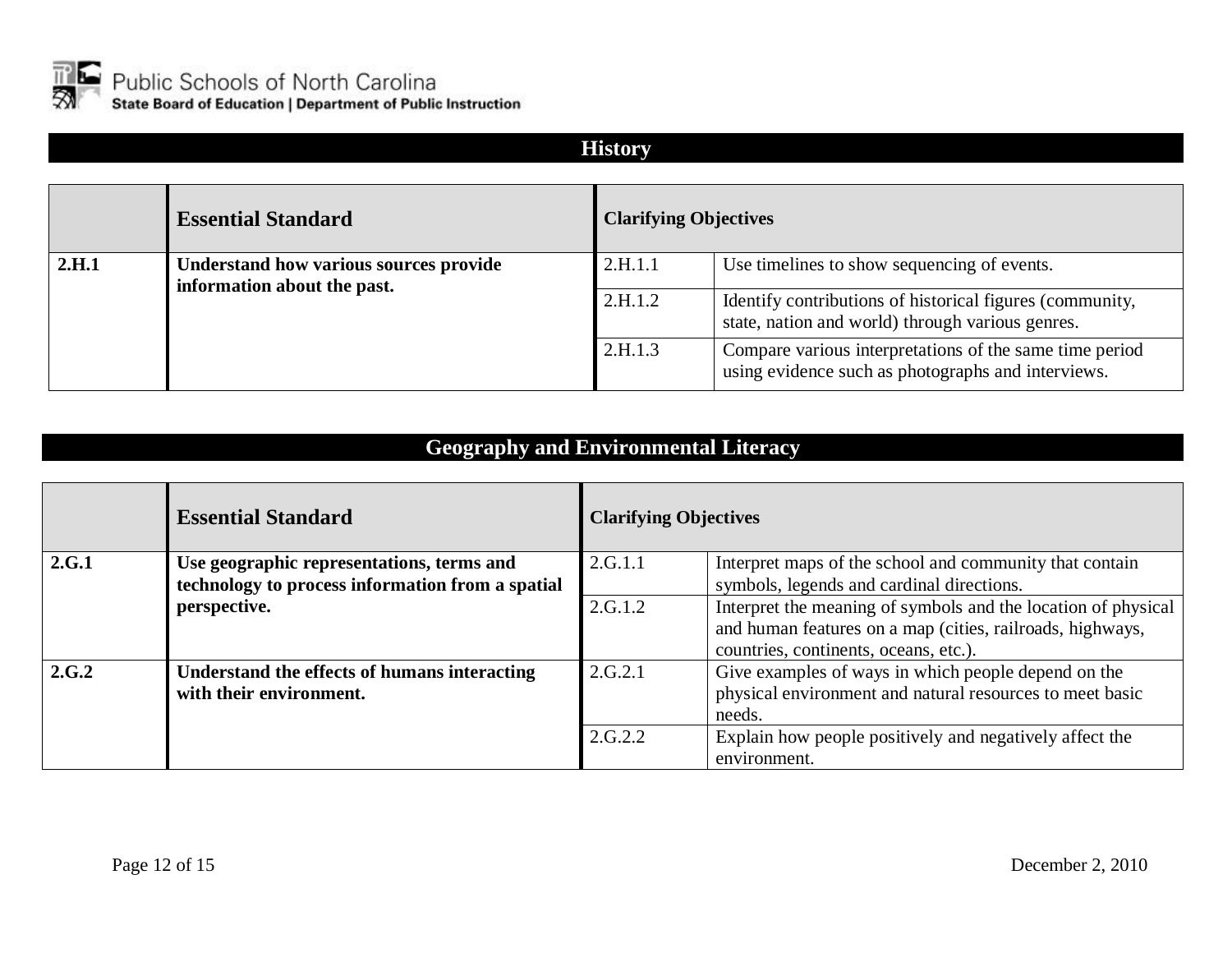## History

| | Essential Standard | Clarifying Objectives | |
|---|---|---|---|
| **2.H.1** | **Understand how various sources provide information about the past.** | 2.H.1.1 | Use timelines to show sequencing of events. |
| | | 2.H.1.2 | Identify contributions of historical figures (community, state, nation and world) through various genres. |
| | | 2.H.1.3 | Compare various interpretations of the same time period using evidence such as photographs and interviews. |

## Geography and Environmental Literacy

| | Essential Standard | Clarifying Objectives | |
|---|---|---|---|
| **2.G.1** | **Use geographic representations, terms and technology to process information from a spatial perspective.** | 2.G.1.1 | Interpret maps of the school and community that contain symbols, legends and cardinal directions. |
| | | 2.G.1.2 | Interpret the meaning of symbols and the location of physical and human features on a map (cities, railroads, highways, countries, continents, oceans, etc.). |
| **2.G.2** | **Understand the effects of humans interacting with their environment.** | 2.G.2.1 | Give examples of ways in which people depend on the physical environment and natural resources to meet basic needs. |
| | | 2.G.2.2 | Explain how people positively and negatively affect the environment. |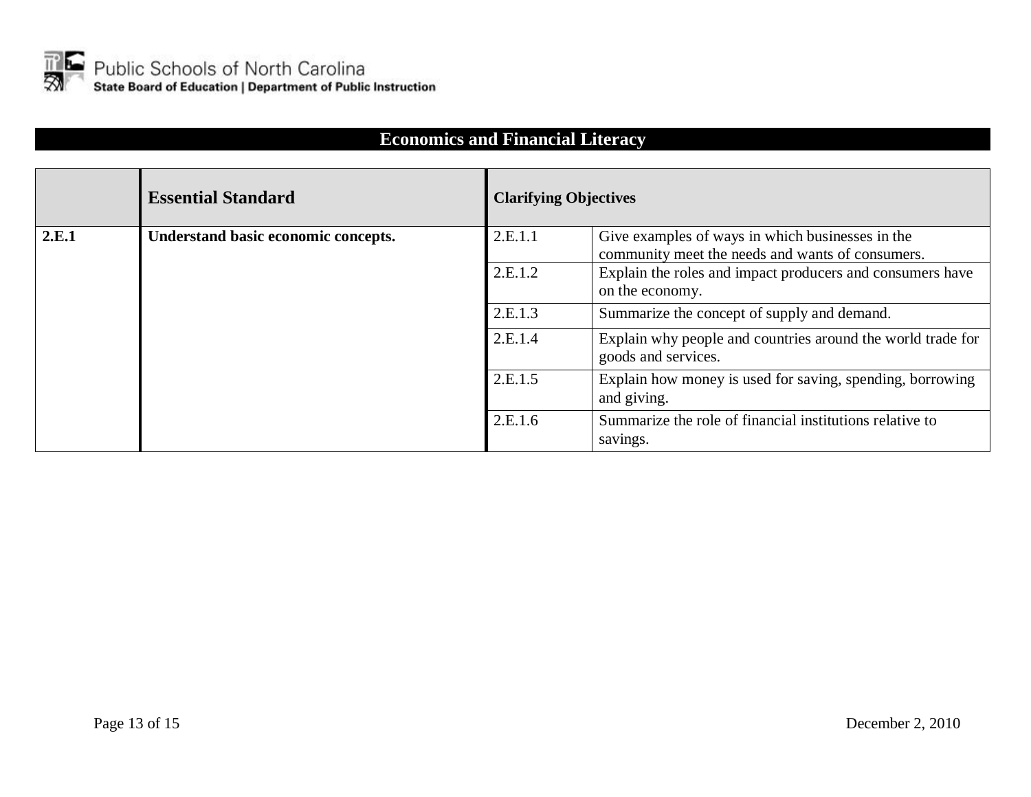## Economics and Financial Literacy

| | Essential Standard | Clarifying Objectives | |
|---|---|---|---|
| **2.E.1** | **Understand basic economic concepts.** | 2.E.1.1 | Give examples of ways in which businesses in the community meet the needs and wants of consumers. |
| | | 2.E.1.2 | Explain the roles and impact producers and consumers have on the economy. |
| | | 2.E.1.3 | Summarize the concept of supply and demand. |
| | | 2.E.1.4 | Explain why people and countries around the world trade for goods and services. |
| | | 2.E.1.5 | Explain how money is used for saving, spending, borrowing and giving. |
| | | 2.E.1.6 | Summarize the role of financial institutions relative to savings. |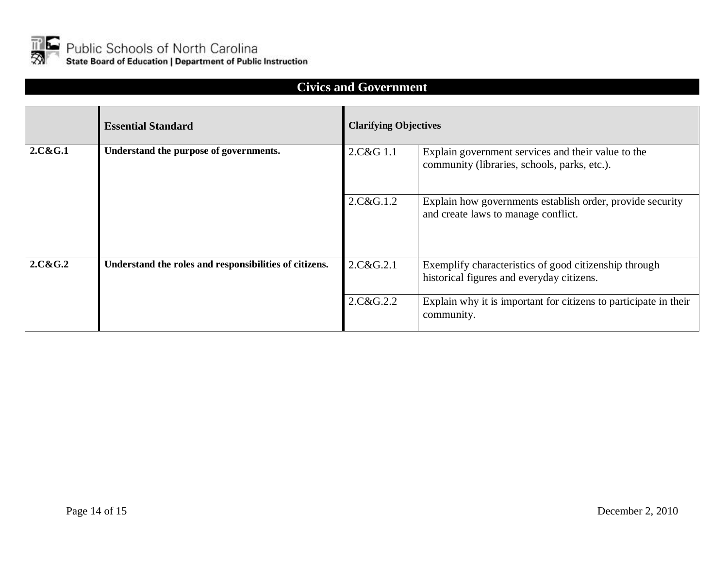Public Schools of North Carolina
**State Board of Education | Department of Public Instruction**

## Civics and Government

| | Essential Standard | Clarifying Objectives | |
|---|---|---|---|
| **2.C&G.1** | **Understand the purpose of governments.** | 2.C&G 1.1 | Explain government services and their value to the community (libraries, schools, parks, etc.). |
| | | 2.C&G.1.2 | Explain how governments establish order, provide security and create laws to manage conflict. |
| **2.C&G.2** | **Understand the roles and responsibilities of citizens.** | 2.C&G.2.1 | Exemplify characteristics of good citizenship through historical figures and everyday citizens. |
| | | 2.C&G.2.2 | Explain why it is important for citizens to participate in their community. |

December 2, 2010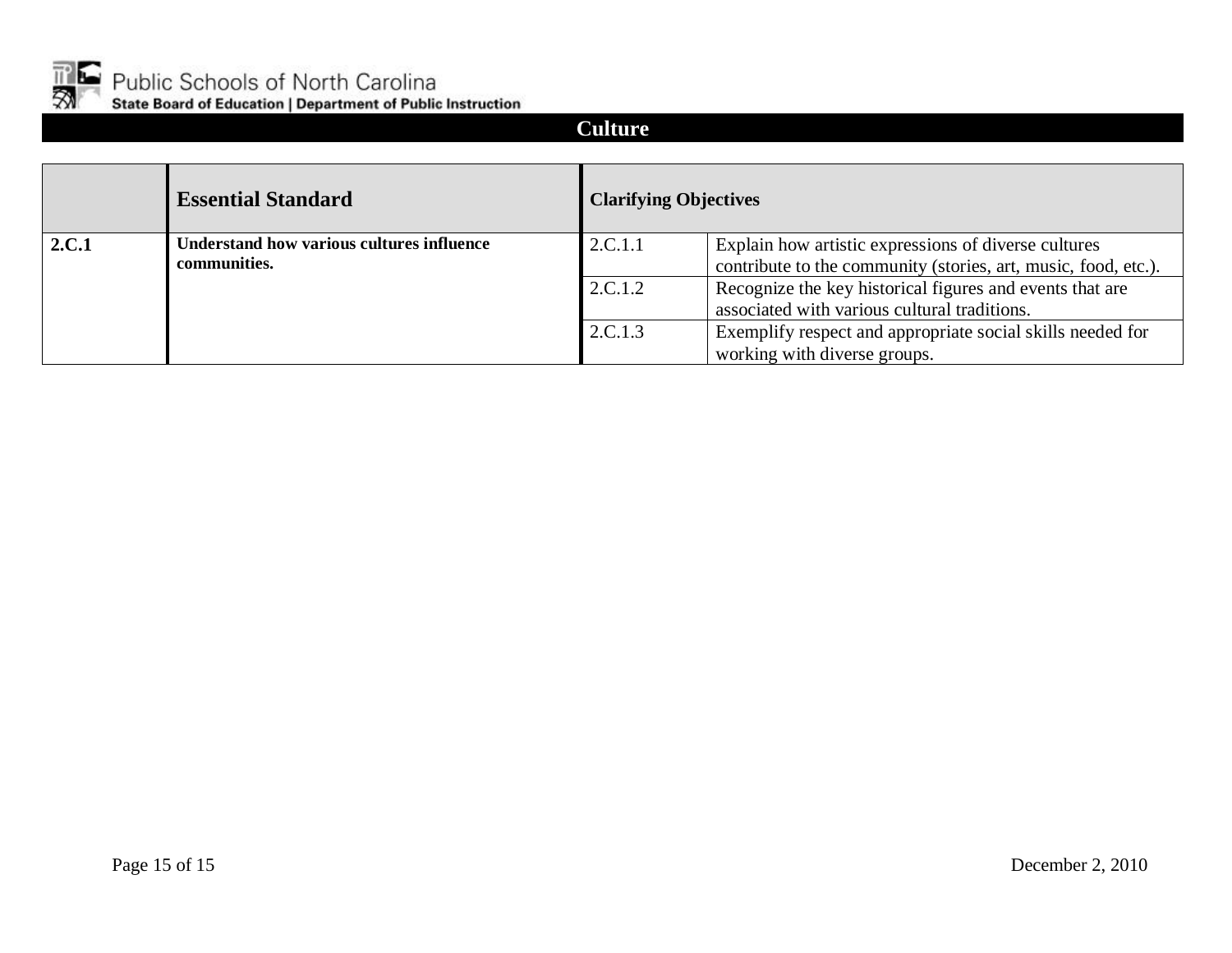## Culture

| | Essential Standard | Clarifying Objectives | |
|---|---|---|---|
| **2.C.1** | **Understand how various cultures influence communities.** | 2.C.1.1 | Explain how artistic expressions of diverse cultures contribute to the community (stories, art, music, food, etc.). |
| | | 2.C.1.2 | Recognize the key historical figures and events that are associated with various cultural traditions. |
| | | 2.C.1.3 | Exemplify respect and appropriate social skills needed for working with diverse groups. |